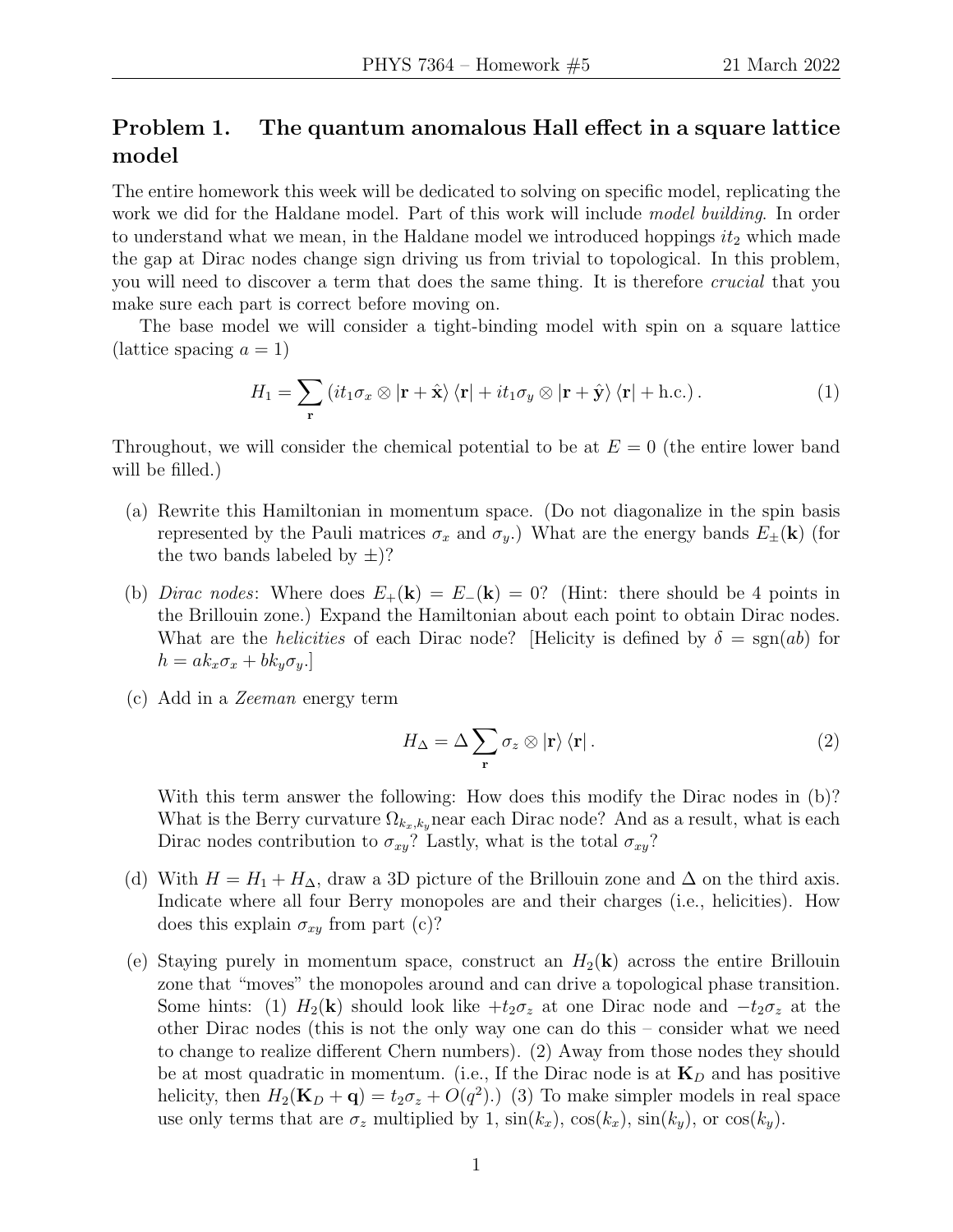## Problem 1. The quantum anomalous Hall effect in a square lattice model

The entire homework this week will be dedicated to solving on specific model, replicating the work we did for the Haldane model. Part of this work will include *model building*. In order to understand what we mean, in the Haldane model we introduced hoppings $it_2$ which made the gap at Dirac nodes change sign driving us from trivial to topological. In this problem, you will need to discover a term that does the same thing. It is therefore *crucial* that you make sure each part is correct before moving on.

The base model we will consider a tight-binding model with spin on a square lattice (lattice spacing $a = 1$)

$$H_1 = \sum_{\mathbf{r}} \left( it_1\sigma_x \otimes |\mathbf{r} + \hat{\mathbf{x}}\rangle \langle \mathbf{r}| + it_1\sigma_y \otimes |\mathbf{r} + \hat{\mathbf{y}}\rangle \langle \mathbf{r}| + \text{h.c.} \right). \tag{1}$$

Throughout, we will consider the chemical potential to be at $E = 0$ (the entire lower band will be filled.)

(a) Rewrite this Hamiltonian in momentum space. (Do not diagonalize in the spin basis represented by the Pauli matrices $\sigma_x$ and $\sigma_y$.) What are the energy bands $E_\pm(\mathbf{k})$ (for the two bands labeled by $\pm$)?

(b) *Dirac nodes*: Where does $E_+(\mathbf{k}) = E_-(\mathbf{k}) = 0$? (Hint: there should be 4 points in the Brillouin zone.) Expand the Hamiltonian about each point to obtain Dirac nodes. What are the *helicities* of each Dirac node? [Helicity is defined by $\delta = \text{sgn}(ab)$ for $h = ak_x\sigma_x + bk_y\sigma_y$.]

(c) Add in a *Zeeman* energy term

$$H_\Delta = \Delta \sum_{\mathbf{r}} \sigma_z \otimes |\mathbf{r}\rangle \langle \mathbf{r}|. \tag{2}$$

With this term answer the following: How does this modify the Dirac nodes in (b)? What is the Berry curvature $\Omega_{k_x,k_y}$near each Dirac node? And as a result, what is each Dirac nodes contribution to $\sigma_{xy}$? Lastly, what is the total $\sigma_{xy}$?

(d) With $H = H_1 + H_\Delta$, draw a 3D picture of the Brillouin zone and $\Delta$ on the third axis. Indicate where all four Berry monopoles are and their charges (i.e., helicities). How does this explain $\sigma_{xy}$ from part (c)?

(e) Staying purely in momentum space, construct an $H_2(\mathbf{k})$ across the entire Brillouin zone that "moves" the monopoles around and can drive a topological phase transition. Some hints: (1) $H_2(\mathbf{k})$ should look like $+t_2\sigma_z$ at one Dirac node and $-t_2\sigma_z$ at the other Dirac nodes (this is not the only way one can do this – consider what we need to change to realize different Chern numbers). (2) Away from those nodes they should be at most quadratic in momentum. (i.e., If the Dirac node is at $\mathbf{K}_D$ and has positive helicity, then $H_2(\mathbf{K}_D + \mathbf{q}) = t_2\sigma_z + O(q^2)$.) (3) To make simpler models in real space use only terms that are $\sigma_z$ multiplied by 1, $\sin(k_x)$, $\cos(k_x)$, $\sin(k_y)$, or $\cos(k_y)$.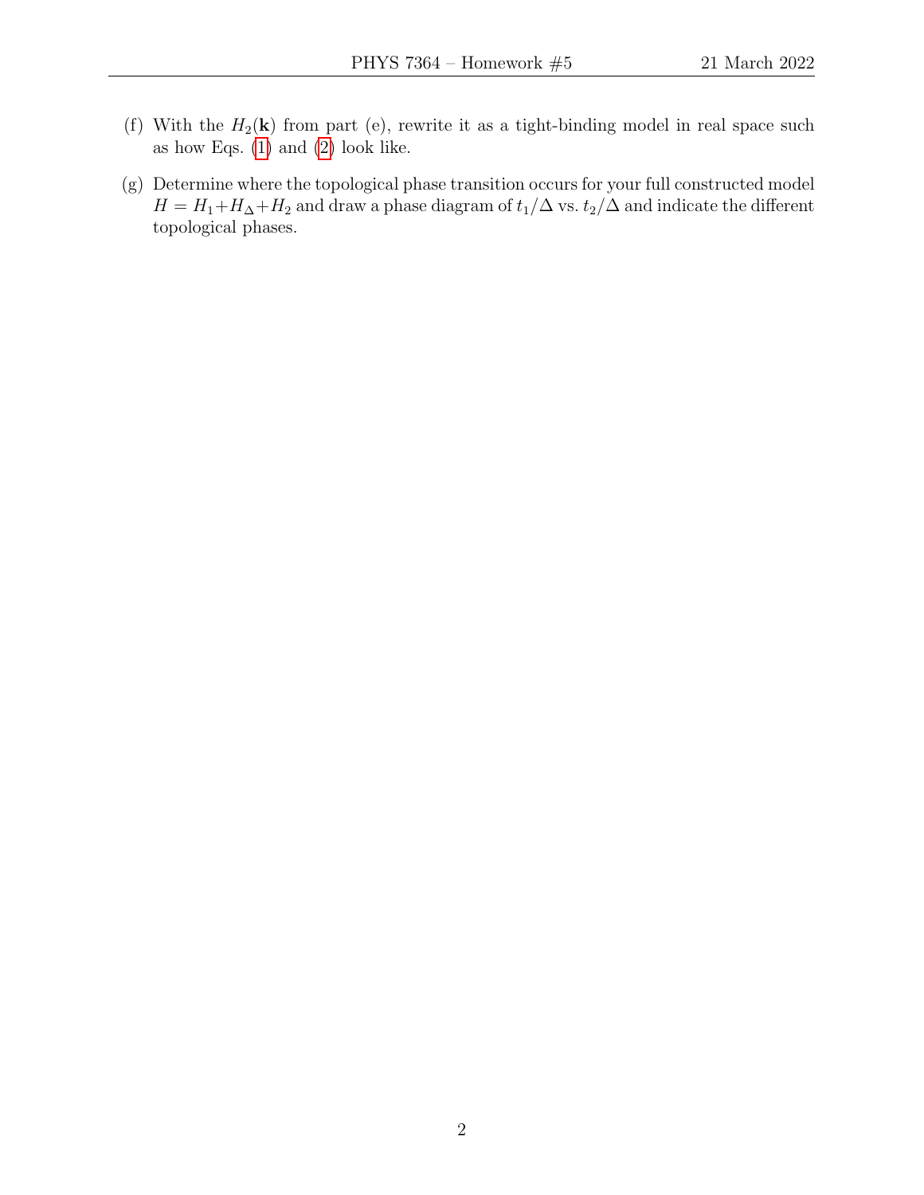(f) With the $H_2(\mathbf{k})$ from part (e), rewrite it as a tight-binding model in real space such as how Eqs. (1) and (2) look like.

(g) Determine where the topological phase transition occurs for your full constructed model $H = H_1 + H_\Delta + H_2$ and draw a phase diagram of $t_1/\Delta$ vs. $t_2/\Delta$ and indicate the different topological phases.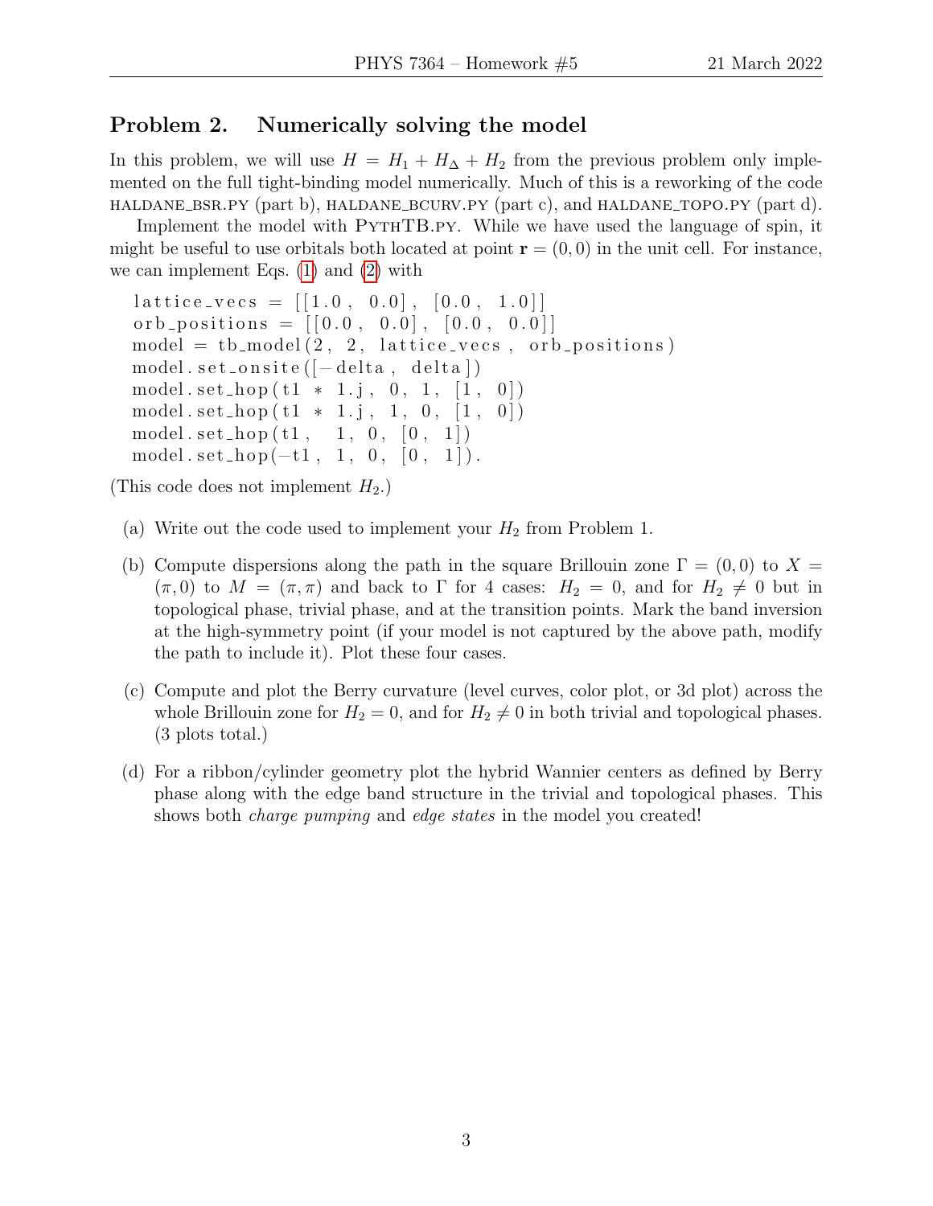## Problem 2. Numerically solving the model

In this problem, we will use $H = H_1 + H_\Delta + H_2$ from the previous problem only implemented on the full tight-binding model numerically. Much of this is a reworking of the code HALDANE_BSR.PY (part b), HALDANE_BCURV.PY (part c), and HALDANE_TOPO.PY (part d).

Implement the model with PYTHTB.PY. While we have used the language of spin, it might be useful to use orbitals both located at point $\mathbf{r} = (0, 0)$ in the unit cell. For instance, we can implement Eqs. (1) and (2) with

```
lattice_vecs = [[1.0, 0.0], [0.0, 1.0]]
orb_positions = [[0.0, 0.0], [0.0, 0.0]]
model = tb_model(2, 2, lattice_vecs, orb_positions)
model.set_onsite([-delta, delta])
model.set_hop(t1 * 1.j, 0, 1, [1, 0])
model.set_hop(t1 * 1.j, 1, 0, [1, 0])
model.set_hop(t1,  1, 0, [0, 1])
model.set_hop(-t1, 1, 0, [0, 1]).
```

(This code does not implement $H_2$.)

(a) Write out the code used to implement your $H_2$ from Problem 1.

(b) Compute dispersions along the path in the square Brillouin zone $\Gamma = (0, 0)$ to $X = (\pi, 0)$ to $M = (\pi, \pi)$ and back to $\Gamma$ for 4 cases: $H_2 = 0$, and for $H_2 \neq 0$ but in topological phase, trivial phase, and at the transition points. Mark the band inversion at the high-symmetry point (if your model is not captured by the above path, modify the path to include it). Plot these four cases.

(c) Compute and plot the Berry curvature (level curves, color plot, or 3d plot) across the whole Brillouin zone for $H_2 = 0$, and for $H_2 \neq 0$ in both trivial and topological phases. (3 plots total.)

(d) For a ribbon/cylinder geometry plot the hybrid Wannier centers as defined by Berry phase along with the edge band structure in the trivial and topological phases. This shows both *charge pumping* and *edge states* in the model you created!